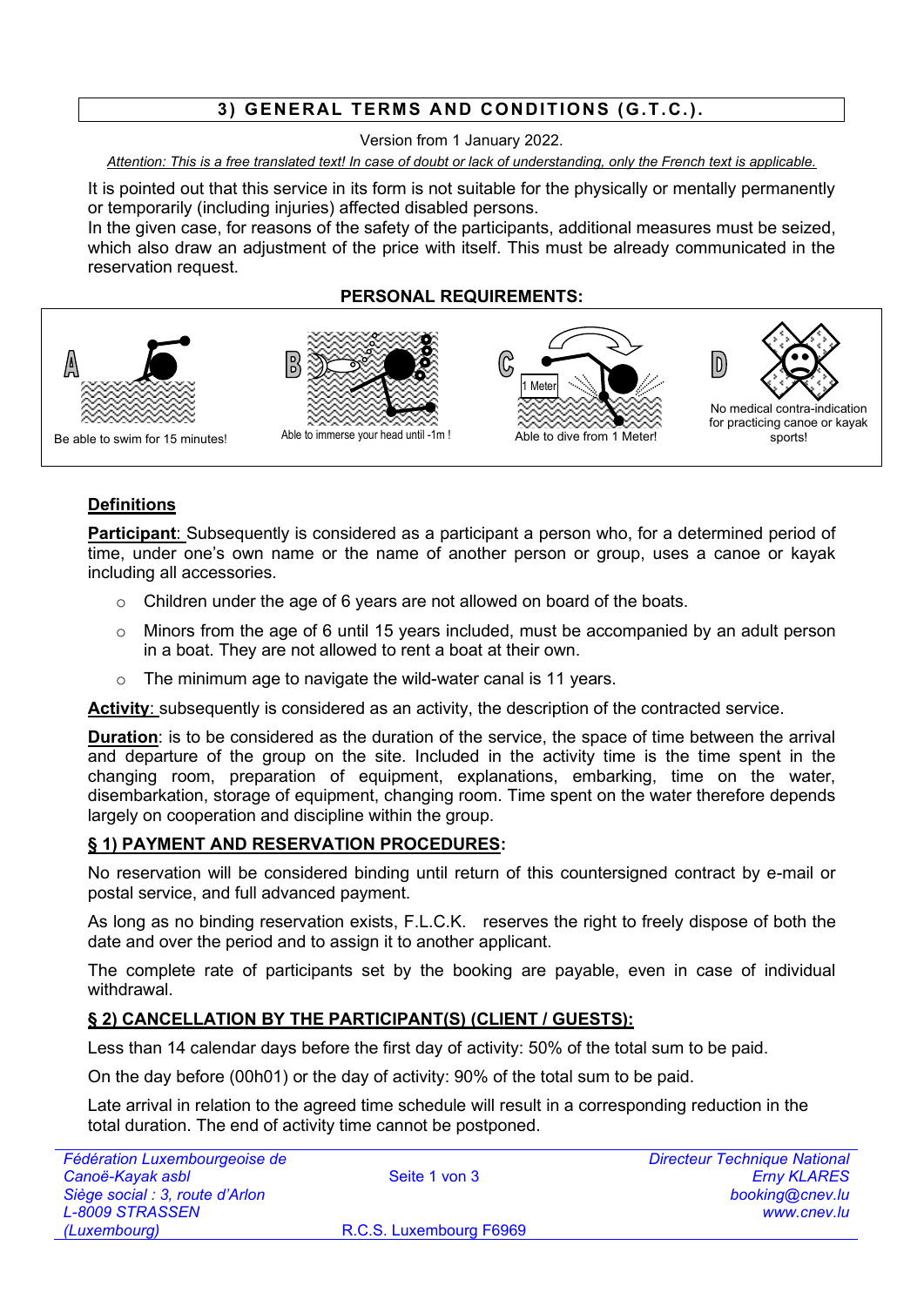# 3) GENERAL TERMS AND CONDITIONS (G.T.C.).

Version from 1 January 2022.

*Attention: This is a free translated text! In case of doubt or lack of understanding, only the French text is applicable.*

It is pointed out that this service in its form is not suitable for the physically or mentally permanently or temporarily (including injuries) affected disabled persons.
In the given case, for reasons of the safety of the participants, additional measures must be seized, which also draw an adjustment of the price with itself. This must be already communicated in the reservation request.

**PERSONAL REQUIREMENTS:**

A – Be able to swim for 15 minutes!

B – Able to immerse your head until -1m !

C – Able to dive from 1 Meter!

D – No medical contra-indication for practicing canoe or kayak sports!

## Definitions

**Participant**: Subsequently is considered as a participant a person who, for a determined period of time, under one's own name or the name of another person or group, uses a canoe or kayak including all accessories.

- Children under the age of 6 years are not allowed on board of the boats.
- Minors from the age of 6 until 15 years included, must be accompanied by an adult person in a boat. They are not allowed to rent a boat at their own.
- The minimum age to navigate the wild-water canal is 11 years.

**Activity**: subsequently is considered as an activity, the description of the contracted service.

**Duration**: is to be considered as the duration of the service, the space of time between the arrival and departure of the group on the site. Included in the activity time is the time spent in the changing room, preparation of equipment, explanations, embarking, time on the water, disembarkation, storage of equipment, changing room. Time spent on the water therefore depends largely on cooperation and discipline within the group.

## § 1) PAYMENT AND RESERVATION PROCEDURES:

No reservation will be considered binding until return of this countersigned contract by e-mail or postal service, and full advanced payment.

As long as no binding reservation exists, F.L.C.K. reserves the right to freely dispose of both the date and over the period and to assign it to another applicant.

The complete rate of participants set by the booking are payable, even in case of individual withdrawal.

## § 2) CANCELLATION BY THE PARTICIPANT(S) (CLIENT / GUESTS):

Less than 14 calendar days before the first day of activity: 50% of the total sum to be paid.

On the day before (00h01) or the day of activity: 90% of the total sum to be paid.

Late arrival in relation to the agreed time schedule will result in a corresponding reduction in the total duration. The end of activity time cannot be postponed.

*Fédération Luxembourgeoise de Canoë-Kayak asbl*
*Siège social : 3, route d'Arlon*
*L-8009 STRASSEN*
*(Luxembourg)*

R.C.S. Luxembourg F6969

*Directeur Technique National*
*Erny KLARES*
*booking@cnev.lu*
*www.cnev.lu*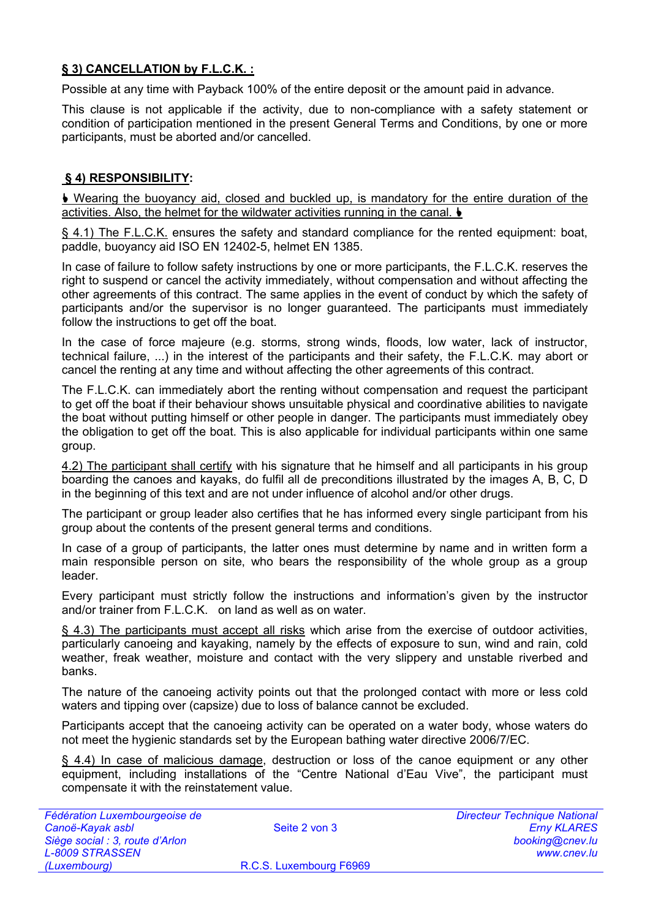## § 3) CANCELLATION by F.L.C.K. :

Possible at any time with Payback 100% of the entire deposit or the amount paid in advance.

This clause is not applicable if the activity, due to non-compliance with a safety statement or condition of participation mentioned in the present General Terms and Conditions, by one or more participants, must be aborted and/or cancelled.

## § 4) RESPONSIBILITY:

♦ Wearing the buoyancy aid, closed and buckled up, is mandatory for the entire duration of the activities. Also, the helmet for the wildwater activities running in the canal. ♦

§ 4.1) The F.L.C.K. ensures the safety and standard compliance for the rented equipment: boat, paddle, buoyancy aid ISO EN 12402-5, helmet EN 1385.

In case of failure to follow safety instructions by one or more participants, the F.L.C.K. reserves the right to suspend or cancel the activity immediately, without compensation and without affecting the other agreements of this contract. The same applies in the event of conduct by which the safety of participants and/or the supervisor is no longer guaranteed. The participants must immediately follow the instructions to get off the boat.

In the case of force majeure (e.g. storms, strong winds, floods, low water, lack of instructor, technical failure, ...) in the interest of the participants and their safety, the F.L.C.K. may abort or cancel the renting at any time and without affecting the other agreements of this contract.

The F.L.C.K. can immediately abort the renting without compensation and request the participant to get off the boat if their behaviour shows unsuitable physical and coordinative abilities to navigate the boat without putting himself or other people in danger. The participants must immediately obey the obligation to get off the boat. This is also applicable for individual participants within one same group.

4.2) The participant shall certify with his signature that he himself and all participants in his group boarding the canoes and kayaks, do fulfil all de preconditions illustrated by the images A, B, C, D in the beginning of this text and are not under influence of alcohol and/or other drugs.

The participant or group leader also certifies that he has informed every single participant from his group about the contents of the present general terms and conditions.

In case of a group of participants, the latter ones must determine by name and in written form a main responsible person on site, who bears the responsibility of the whole group as a group leader.

Every participant must strictly follow the instructions and information's given by the instructor and/or trainer from F.L.C.K. on land as well as on water.

§ 4.3) The participants must accept all risks which arise from the exercise of outdoor activities, particularly canoeing and kayaking, namely by the effects of exposure to sun, wind and rain, cold weather, freak weather, moisture and contact with the very slippery and unstable riverbed and banks.

The nature of the canoeing activity points out that the prolonged contact with more or less cold waters and tipping over (capsize) due to loss of balance cannot be excluded.

Participants accept that the canoeing activity can be operated on a water body, whose waters do not meet the hygienic standards set by the European bathing water directive 2006/7/EC.

§ 4.4) In case of malicious damage, destruction or loss of the canoe equipment or any other equipment, including installations of the "Centre National d'Eau Vive", the participant must compensate it with the reinstatement value.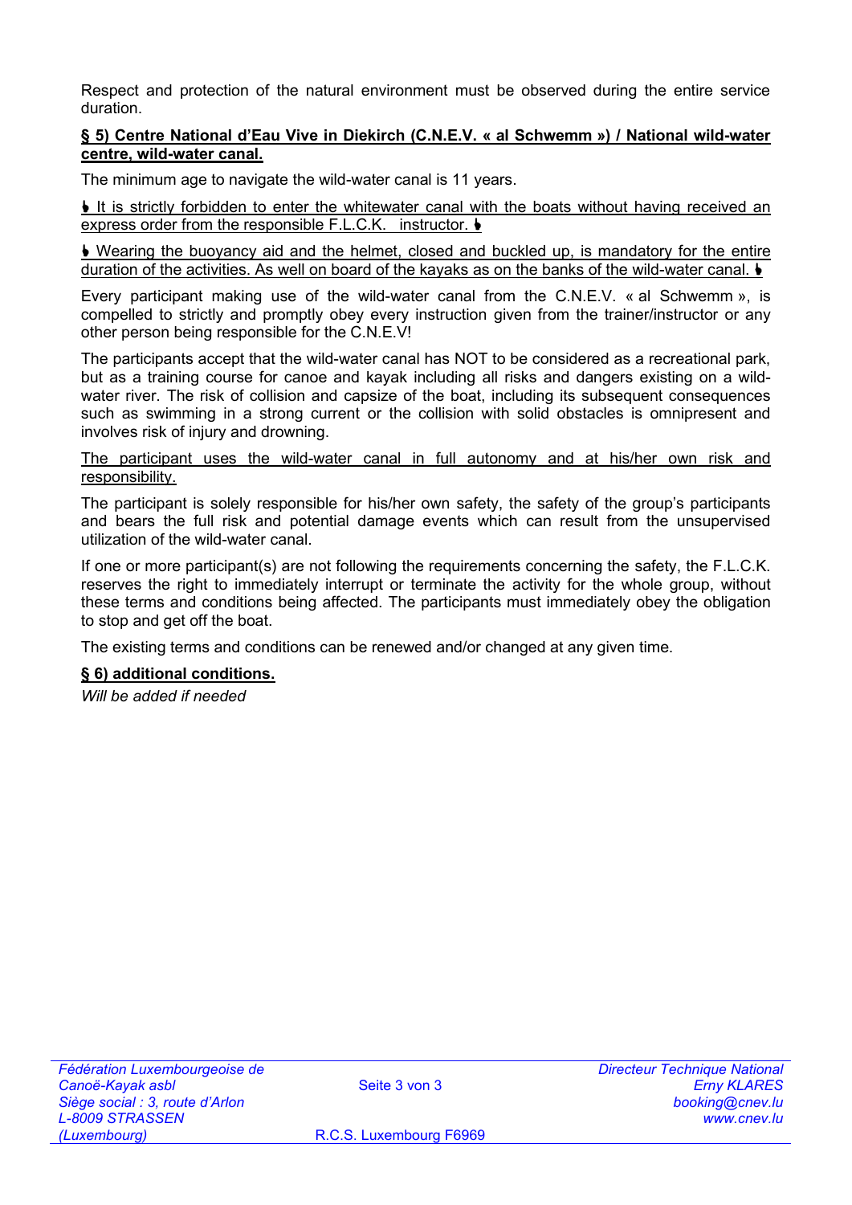Respect and protection of the natural environment must be observed during the entire service duration.

## § 5) Centre National d'Eau Vive in Diekirch (C.N.E.V. « al Schwemm ») / National wild-water centre, wild-water canal.

The minimum age to navigate the wild-water canal is 11 years.

☛ It is strictly forbidden to enter the whitewater canal with the boats without having received an express order from the responsible F.L.C.K. instructor. ☚

☛ Wearing the buoyancy aid and the helmet, closed and buckled up, is mandatory for the entire duration of the activities. As well on board of the kayaks as on the banks of the wild-water canal. ☚

Every participant making use of the wild-water canal from the C.N.E.V. « al Schwemm », is compelled to strictly and promptly obey every instruction given from the trainer/instructor or any other person being responsible for the C.N.E.V!

The participants accept that the wild-water canal has NOT to be considered as a recreational park, but as a training course for canoe and kayak including all risks and dangers existing on a wild-water river. The risk of collision and capsize of the boat, including its subsequent consequences such as swimming in a strong current or the collision with solid obstacles is omnipresent and involves risk of injury and drowning.

The participant uses the wild-water canal in full autonomy and at his/her own risk and responsibility.

The participant is solely responsible for his/her own safety, the safety of the group's participants and bears the full risk and potential damage events which can result from the unsupervised utilization of the wild-water canal.

If one or more participant(s) are not following the requirements concerning the safety, the F.L.C.K. reserves the right to immediately interrupt or terminate the activity for the whole group, without these terms and conditions being affected. The participants must immediately obey the obligation to stop and get off the boat.

The existing terms and conditions can be renewed and/or changed at any given time.

## § 6) additional conditions.

*Will be added if needed*

*Fédération Luxembourgeoise de Canoë-Kayak asbl*
*Siège social : 3, route d'Arlon*
*L-8009 STRASSEN*
*(Luxembourg)*

R.C.S. Luxembourg F6969

*Directeur Technique National*
*Erny KLARES*
*booking@cnev.lu*
*www.cnev.lu*